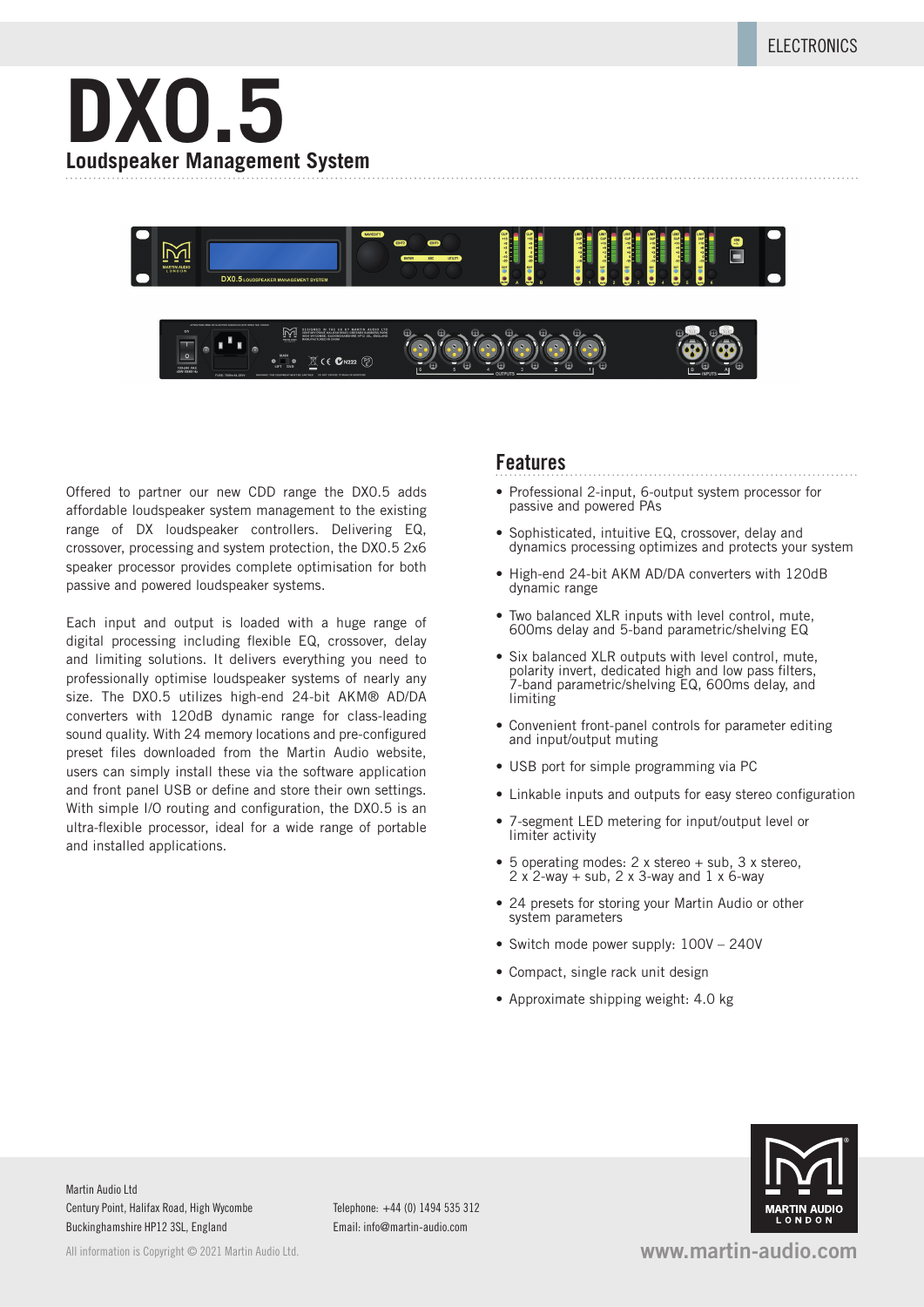# DX0.5

## Loudspeaker Management System

Offered to partner our new CDD range the DX0.5 adds affordable loudspeaker system management to the existing range of DX loudspeaker controllers. Delivering EQ, crossover, processing and system protection, the DX0.5 2x6 speaker processor provides complete optimisation for both passive and powered loudspeaker systems.

Each input and output is loaded with a huge range of digital processing including flexible EQ, crossover, delay and limiting solutions. It delivers everything you need to professionally optimise loudspeaker systems of nearly any size. The DX0.5 utilizes high-end 24-bit AKM® AD/DA converters with 120dB dynamic range for class-leading sound quality. With 24 memory locations and pre-configured preset files downloaded from the Martin Audio website, users can simply install these via the software application and front panel USB or define and store their own settings. With simple I/O routing and configuration, the DX0.5 is an ultra-flexible processor, ideal for a wide range of portable and installed applications.

## Features

- Professional 2-input, 6-output system processor for passive and powered PAs
- Sophisticated, intuitive EQ, crossover, delay and dynamics processing optimizes and protects your system
- High-end 24-bit AKM AD/DA converters with 120dB dynamic range
- Two balanced XLR inputs with level control, mute, 600ms delay and 5-band parametric/shelving EQ
- Six balanced XLR outputs with level control, mute, polarity invert, dedicated high and low pass filters, 7-band parametric/shelving EQ, 600ms delay, and limiting
- Convenient front-panel controls for parameter editing and input/output muting
- USB port for simple programming via PC
- Linkable inputs and outputs for easy stereo configuration
- 7-segment LED metering for input/output level or limiter activity
- 5 operating modes: 2 x stereo + sub, 3 x stereo, 2 x 2-way + sub, 2 x 3-way and 1 x 6-way
- 24 presets for storing your Martin Audio or other system parameters
- Switch mode power supply: 100V – 240V
- Compact, single rack unit design
- Approximate shipping weight: 4.0 kg

Martin Audio Ltd
Century Point, Halifax Road, High Wycombe
Buckinghamshire HP12 3SL, England

Telephone: +44 (0) 1494 535 312
Email: info@martin-audio.com

All information is Copyright © 2021 Martin Audio Ltd.

www.martin-audio.com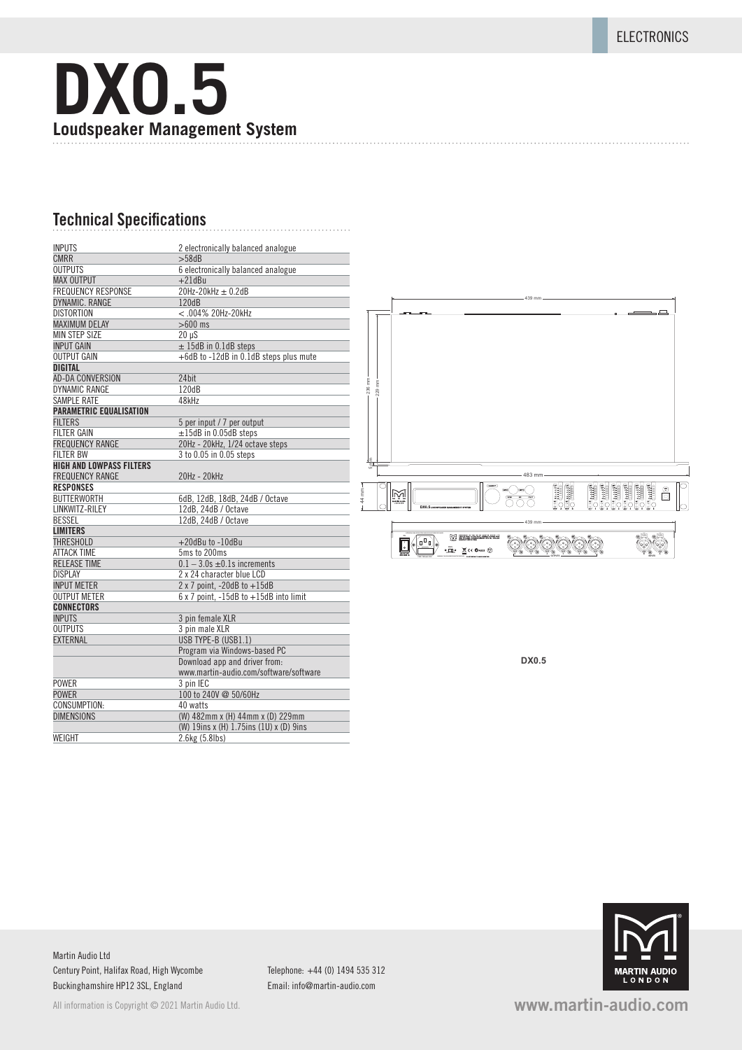# DX0.5

## Loudspeaker Management System

## Technical Specifications

| | |
|---|---|
| INPUTS | 2 electronically balanced analogue |
| CMRR | >58dB |
| OUTPUTS | 6 electronically balanced analogue |
| MAX OUTPUT | +21dBu |
| FREQUENCY RESPONSE | 20Hz-20kHz ± 0.2dB |
| DYNAMIC. RANGE | 120dB |
| DISTORTION | < .004% 20Hz-20kHz |
| MAXIMUM DELAY | >600 ms |
| MIN STEP SIZE | 20 μS |
| INPUT GAIN | ± 15dB in 0.1dB steps |
| OUTPUT GAIN | +6dB to -12dB in 0.1dB steps plus mute |
| **DIGITAL** | |
| AD-DA CONVERSION | 24bit |
| DYNAMIC RANGE | 120dB |
| SAMPLE RATE | 48kHz |
| **PARAMETRIC EQUALISATION** | |
| FILTERS | 5 per input / 7 per output |
| FILTER GAIN | ±15dB in 0.05dB steps |
| FREQUENCY RANGE | 20Hz - 20kHz, 1/24 octave steps |
| FILTER BW | 3 to 0.05 in 0.05 steps |
| **HIGH AND LOWPASS FILTERS** | |
| FREQUENCY RANGE | 20Hz - 20kHz |
| **RESPONSES** | |
| BUTTERWORTH | 6dB, 12dB, 18dB, 24dB / Octave |
| LINKWITZ-RILEY | 12dB, 24dB / Octave |
| BESSEL | 12dB, 24dB / Octave |
| **LIMITERS** | |
| THRESHOLD | +20dBu to -10dBu |
| ATTACK TIME | 5ms to 200ms |
| RELEASE TIME | 0.1 – 3.0s ±0.1s increments |
| DISPLAY | 2 x 24 character blue LCD |
| INPUT METER | 2 x 7 point, -20dB to +15dB |
| OUTPUT METER | 6 x 7 point, -15dB to +15dB into limit |
| **CONNECTORS** | |
| INPUTS | 3 pin female XLR |
| OUTPUTS | 3 pin male XLR |
| EXTERNAL | USB TYPE-B (USB1.1) |
| | Program via Windows-based PC |
| | Download app and driver from: www.martin-audio.com/software/software |
| POWER | 3 pin IEC |
| POWER | 100 to 240V @ 50/60Hz |
| CONSUMPTION: | 40 watts |
| DIMENSIONS | (W) 482mm x (H) 44mm x (D) 229mm |
| | (W) 19ins x (H) 1.75ins (1U) x (D) 9ins |
| WEIGHT | 2.6kg (5.8lbs) |

439 mm
236 mm
229 mm
5 mm
483 mm
44 mm
439 mm

DX0.5

Martin Audio Ltd
Century Point, Halifax Road, High Wycombe
Buckinghamshire HP12 3SL, England

Telephone: +44 (0) 1494 535 312
Email: info@martin-audio.com

All information is Copyright © 2021 Martin Audio Ltd.

www.martin-audio.com